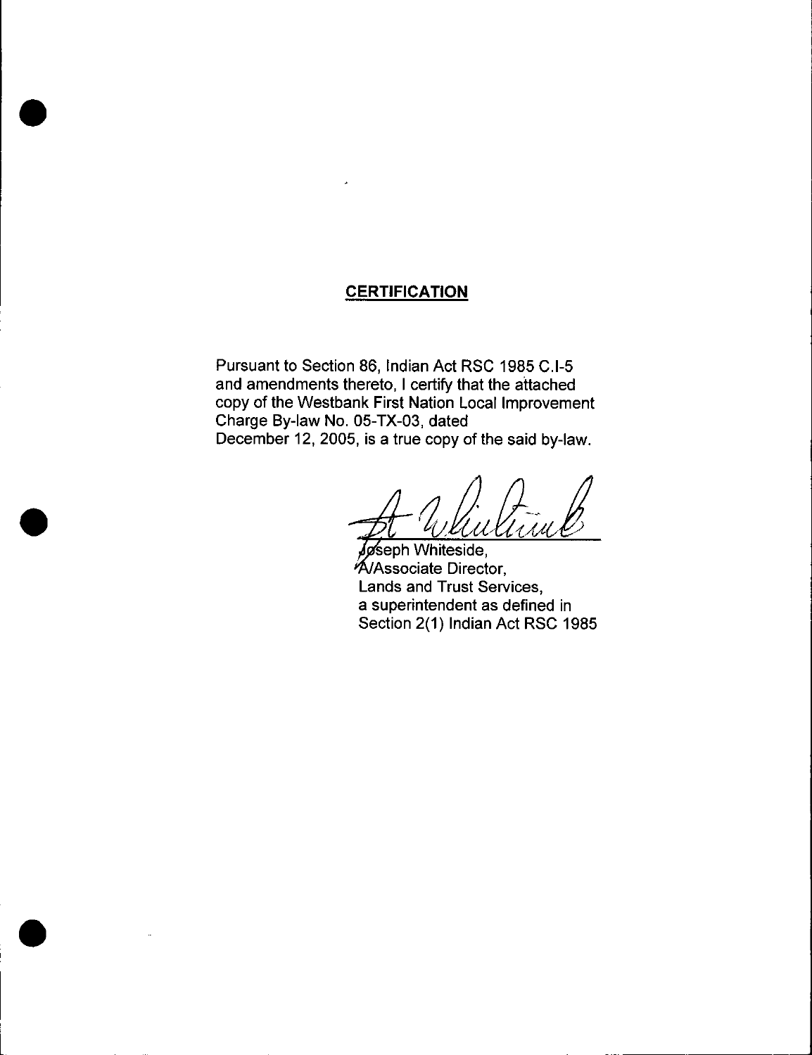## CERTIFICATION

Pursuant to Section 86, Indian Act RSC 1985 C.I-5 and amendments thereto, I certify that the attached copy of the Westbank First Nation Local Improvement Charge By-law No. 05-TX-03, dated December 12, 2005, is a true copy of the said by-law.

Joseph Whiteside,
A/Associate Director,
Lands and Trust Services,
a superintendent as defined in
Section 2(1) Indian Act RSC 1985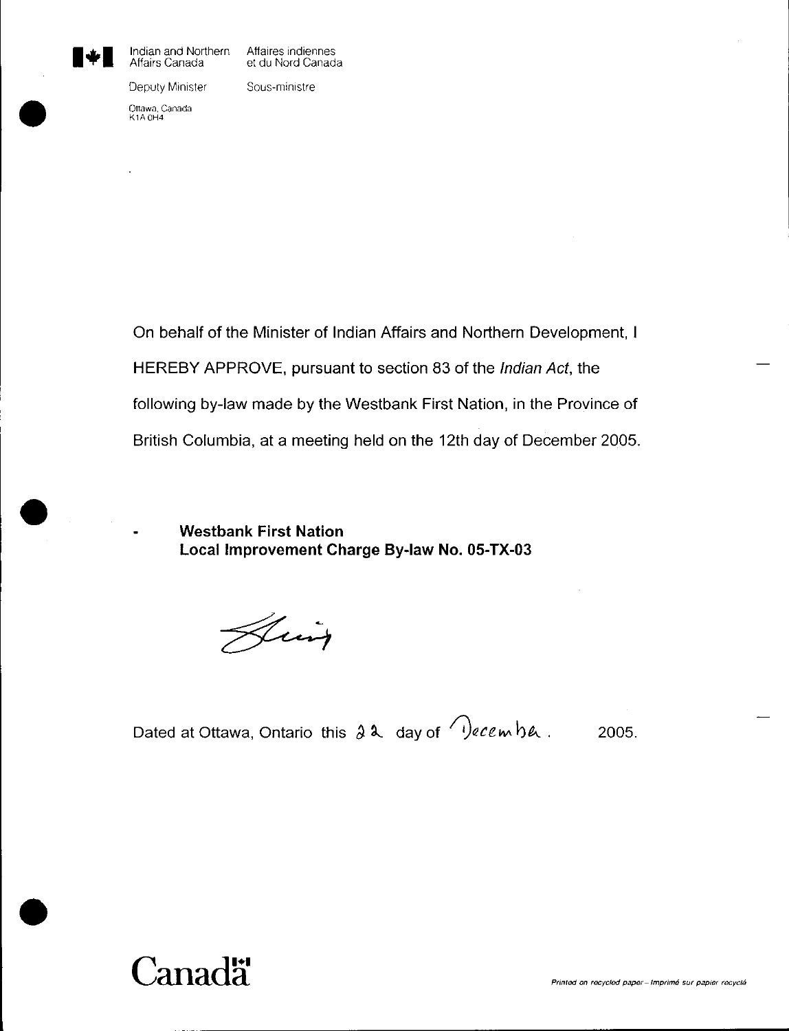Indian and Northern Affairs Canada | Affaires indiennes et du Nord Canada

Deputy Minister | Sous-ministre

Ottawa, Canada
K1A 0H4

On behalf of the Minister of Indian Affairs and Northern Development, I HEREBY APPROVE, pursuant to section 83 of the *Indian Act*, the following by-law made by the Westbank First Nation, in the Province of British Columbia, at a meeting held on the 12th day of December 2005.

- **Westbank First Nation Local Improvement Charge By-law No. 05-TX-03**

Dated at Ottawa, Ontario this 22 day of December. 2005.

Canada

Printed on recycled paper – Imprimé sur papier recyclé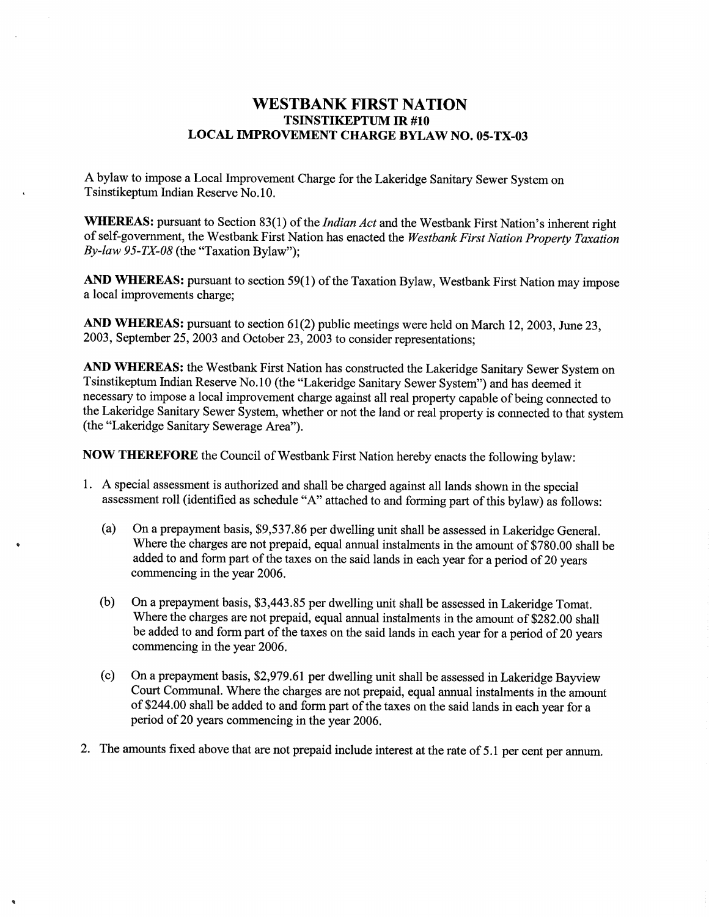# WESTBANK FIRST NATION
## TSINSTIKEPTUM IR #10
## LOCAL IMPROVEMENT CHARGE BYLAW NO. 05-TX-03

A bylaw to impose a Local Improvement Charge for the Lakeridge Sanitary Sewer System on Tsinstikeptum Indian Reserve No.10.

**WHEREAS:** pursuant to Section 83(1) of the *Indian Act* and the Westbank First Nation's inherent right of self-government, the Westbank First Nation has enacted the *Westbank First Nation Property Taxation By-law 95-TX-08* (the "Taxation Bylaw");

**AND WHEREAS:** pursuant to section 59(1) of the Taxation Bylaw, Westbank First Nation may impose a local improvements charge;

**AND WHEREAS:** pursuant to section 61(2) public meetings were held on March 12, 2003, June 23, 2003, September 25, 2003 and October 23, 2003 to consider representations;

**AND WHEREAS:** the Westbank First Nation has constructed the Lakeridge Sanitary Sewer System on Tsinstikeptum Indian Reserve No.10 (the "Lakeridge Sanitary Sewer System") and has deemed it necessary to impose a local improvement charge against all real property capable of being connected to the Lakeridge Sanitary Sewer System, whether or not the land or real property is connected to that system (the "Lakeridge Sanitary Sewerage Area").

**NOW THEREFORE** the Council of Westbank First Nation hereby enacts the following bylaw:

1. A special assessment is authorized and shall be charged against all lands shown in the special assessment roll (identified as schedule "A" attached to and forming part of this bylaw) as follows:

   (a) On a prepayment basis, $9,537.86 per dwelling unit shall be assessed in Lakeridge General. Where the charges are not prepaid, equal annual instalments in the amount of $780.00 shall be added to and form part of the taxes on the said lands in each year for a period of 20 years commencing in the year 2006.

   (b) On a prepayment basis, $3,443.85 per dwelling unit shall be assessed in Lakeridge Tomat. Where the charges are not prepaid, equal annual instalments in the amount of $282.00 shall be added to and form part of the taxes on the said lands in each year for a period of 20 years commencing in the year 2006.

   (c) On a prepayment basis, $2,979.61 per dwelling unit shall be assessed in Lakeridge Bayview Court Communal. Where the charges are not prepaid, equal annual instalments in the amount of $244.00 shall be added to and form part of the taxes on the said lands in each year for a period of 20 years commencing in the year 2006.

2. The amounts fixed above that are not prepaid include interest at the rate of 5.1 per cent per annum.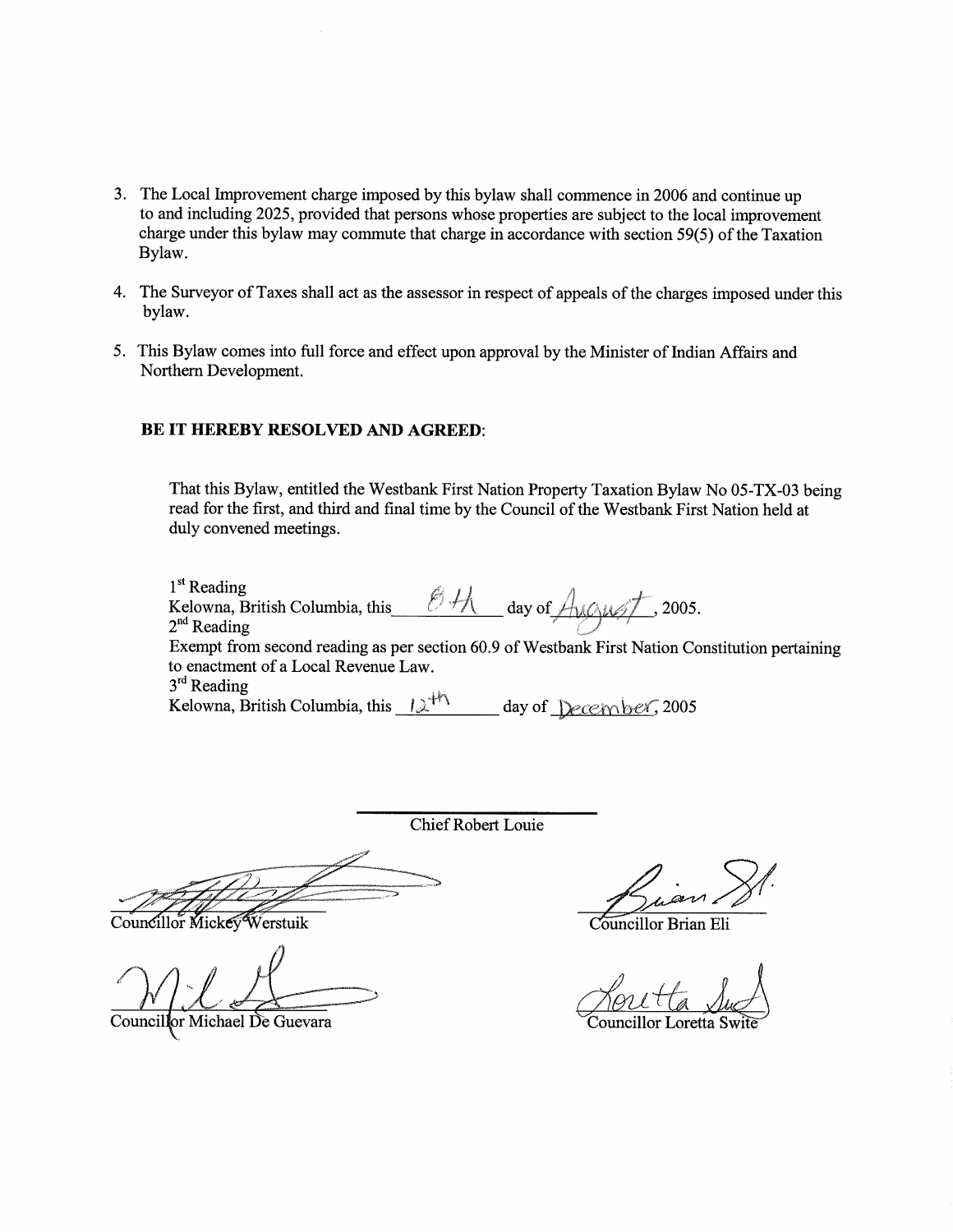3. The Local Improvement charge imposed by this bylaw shall commence in 2006 and continue up to and including 2025, provided that persons whose properties are subject to the local improvement charge under this bylaw may commute that charge in accordance with section 59(5) of the Taxation Bylaw.

4. The Surveyor of Taxes shall act as the assessor in respect of appeals of the charges imposed under this bylaw.

5. This Bylaw comes into full force and effect upon approval by the Minister of Indian Affairs and Northern Development.

**BE IT HEREBY RESOLVED AND AGREED**:

That this Bylaw, entitled the Westbank First Nation Property Taxation Bylaw No 05-TX-03 being read for the first, and third and final time by the Council of the Westbank First Nation held at duly convened meetings.

1st Reading
Kelowna, British Columbia, this 8th day of August, 2005.
2nd Reading
Exempt from second reading as per section 60.9 of Westbank First Nation Constitution pertaining to enactment of a Local Revenue Law.
3rd Reading
Kelowna, British Columbia, this 12th day of December, 2005

Chief Robert Louie

Councillor Mickey Werstuik

Councillor Brian Eli

Councillor Michael De Guevara

Councillor Loretta Swite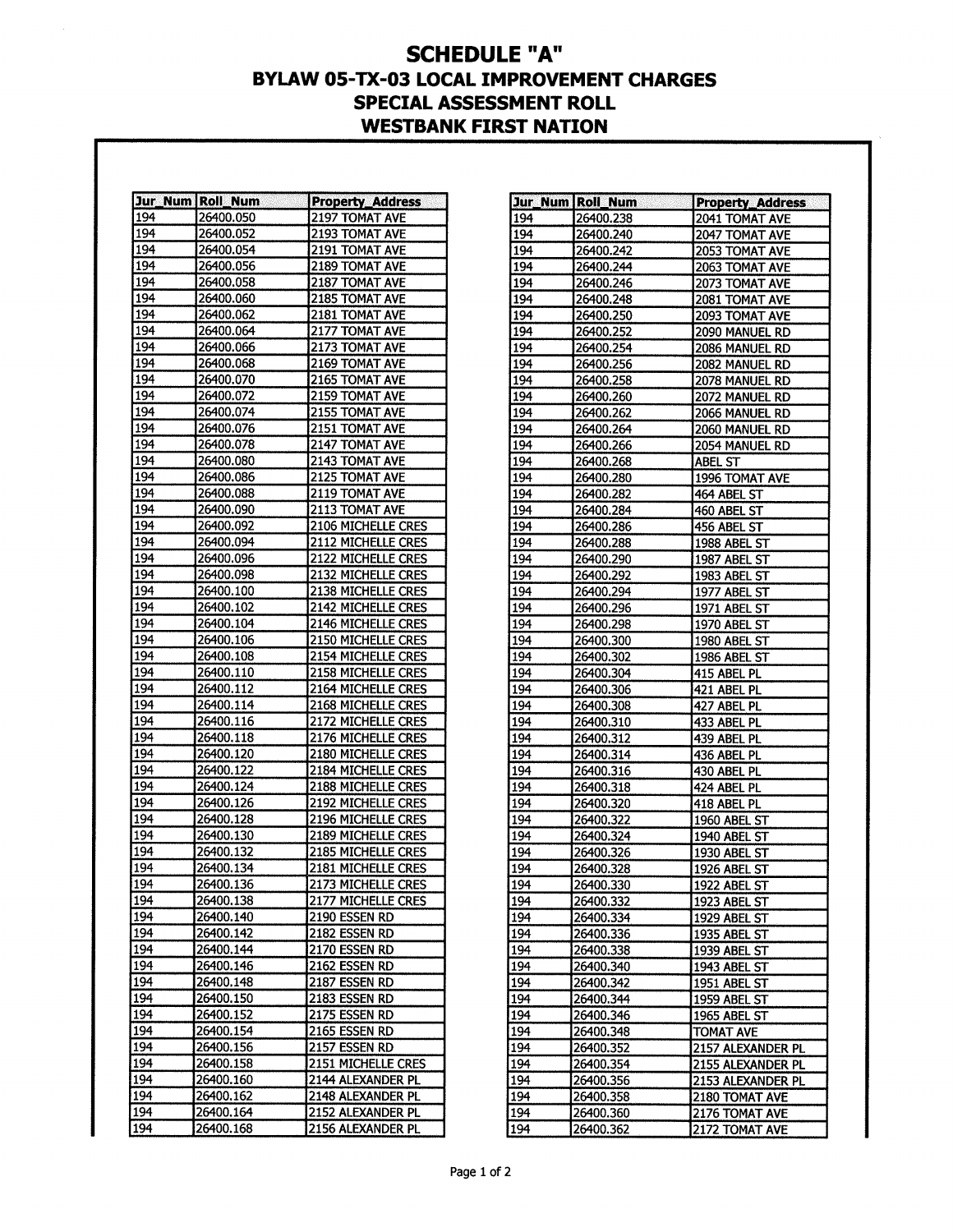# SCHEDULE "A"
## BYLAW 05-TX-03 LOCAL IMPROVEMENT CHARGES
## SPECIAL ASSESSMENT ROLL
## WESTBANK FIRST NATION

| Jur_Num | Roll_Num | Property_Address |
|---|---|---|
| 194 | 26400.050 | 2197 TOMAT AVE |
| 194 | 26400.052 | 2193 TOMAT AVE |
| 194 | 26400.054 | 2191 TOMAT AVE |
| 194 | 26400.056 | 2189 TOMAT AVE |
| 194 | 26400.058 | 2187 TOMAT AVE |
| 194 | 26400.060 | 2185 TOMAT AVE |
| 194 | 26400.062 | 2181 TOMAT AVE |
| 194 | 26400.064 | 2177 TOMAT AVE |
| 194 | 26400.066 | 2173 TOMAT AVE |
| 194 | 26400.068 | 2169 TOMAT AVE |
| 194 | 26400.070 | 2165 TOMAT AVE |
| 194 | 26400.072 | 2159 TOMAT AVE |
| 194 | 26400.074 | 2155 TOMAT AVE |
| 194 | 26400.076 | 2151 TOMAT AVE |
| 194 | 26400.078 | 2147 TOMAT AVE |
| 194 | 26400.080 | 2143 TOMAT AVE |
| 194 | 26400.086 | 2125 TOMAT AVE |
| 194 | 26400.088 | 2119 TOMAT AVE |
| 194 | 26400.090 | 2113 TOMAT AVE |
| 194 | 26400.092 | 2106 MICHELLE CRES |
| 194 | 26400.094 | 2112 MICHELLE CRES |
| 194 | 26400.096 | 2122 MICHELLE CRES |
| 194 | 26400.098 | 2132 MICHELLE CRES |
| 194 | 26400.100 | 2138 MICHELLE CRES |
| 194 | 26400.102 | 2142 MICHELLE CRES |
| 194 | 26400.104 | 2146 MICHELLE CRES |
| 194 | 26400.106 | 2150 MICHELLE CRES |
| 194 | 26400.108 | 2154 MICHELLE CRES |
| 194 | 26400.110 | 2158 MICHELLE CRES |
| 194 | 26400.112 | 2164 MICHELLE CRES |
| 194 | 26400.114 | 2168 MICHELLE CRES |
| 194 | 26400.116 | 2172 MICHELLE CRES |
| 194 | 26400.118 | 2176 MICHELLE CRES |
| 194 | 26400.120 | 2180 MICHELLE CRES |
| 194 | 26400.122 | 2184 MICHELLE CRES |
| 194 | 26400.124 | 2188 MICHELLE CRES |
| 194 | 26400.126 | 2192 MICHELLE CRES |
| 194 | 26400.128 | 2196 MICHELLE CRES |
| 194 | 26400.130 | 2189 MICHELLE CRES |
| 194 | 26400.132 | 2185 MICHELLE CRES |
| 194 | 26400.134 | 2181 MICHELLE CRES |
| 194 | 26400.136 | 2173 MICHELLE CRES |
| 194 | 26400.138 | 2177 MICHELLE CRES |
| 194 | 26400.140 | 2190 ESSEN RD |
| 194 | 26400.142 | 2182 ESSEN RD |
| 194 | 26400.144 | 2170 ESSEN RD |
| 194 | 26400.146 | 2162 ESSEN RD |
| 194 | 26400.148 | 2187 ESSEN RD |
| 194 | 26400.150 | 2183 ESSEN RD |
| 194 | 26400.152 | 2175 ESSEN RD |
| 194 | 26400.154 | 2165 ESSEN RD |
| 194 | 26400.156 | 2157 ESSEN RD |
| 194 | 26400.158 | 2151 MICHELLE CRES |
| 194 | 26400.160 | 2144 ALEXANDER PL |
| 194 | 26400.162 | 2148 ALEXANDER PL |
| 194 | 26400.164 | 2152 ALEXANDER PL |
| 194 | 26400.168 | 2156 ALEXANDER PL |
| 194 | 26400.238 | 2041 TOMAT AVE |
| 194 | 26400.240 | 2047 TOMAT AVE |
| 194 | 26400.242 | 2053 TOMAT AVE |
| 194 | 26400.244 | 2063 TOMAT AVE |
| 194 | 26400.246 | 2073 TOMAT AVE |
| 194 | 26400.248 | 2081 TOMAT AVE |
| 194 | 26400.250 | 2093 TOMAT AVE |
| 194 | 26400.252 | 2090 MANUEL RD |
| 194 | 26400.254 | 2086 MANUEL RD |
| 194 | 26400.256 | 2082 MANUEL RD |
| 194 | 26400.258 | 2078 MANUEL RD |
| 194 | 26400.260 | 2072 MANUEL RD |
| 194 | 26400.262 | 2066 MANUEL RD |
| 194 | 26400.264 | 2060 MANUEL RD |
| 194 | 26400.266 | 2054 MANUEL RD |
| 194 | 26400.268 | ABEL ST |
| 194 | 26400.280 | 1996 TOMAT AVE |
| 194 | 26400.282 | 464 ABEL ST |
| 194 | 26400.284 | 460 ABEL ST |
| 194 | 26400.286 | 456 ABEL ST |
| 194 | 26400.288 | 1988 ABEL ST |
| 194 | 26400.290 | 1987 ABEL ST |
| 194 | 26400.292 | 1983 ABEL ST |
| 194 | 26400.294 | 1977 ABEL ST |
| 194 | 26400.296 | 1971 ABEL ST |
| 194 | 26400.298 | 1970 ABEL ST |
| 194 | 26400.300 | 1980 ABEL ST |
| 194 | 26400.302 | 1986 ABEL ST |
| 194 | 26400.304 | 415 ABEL PL |
| 194 | 26400.306 | 421 ABEL PL |
| 194 | 26400.308 | 427 ABEL PL |
| 194 | 26400.310 | 433 ABEL PL |
| 194 | 26400.312 | 439 ABEL PL |
| 194 | 26400.314 | 436 ABEL PL |
| 194 | 26400.316 | 430 ABEL PL |
| 194 | 26400.318 | 424 ABEL PL |
| 194 | 26400.320 | 418 ABEL PL |
| 194 | 26400.322 | 1960 ABEL ST |
| 194 | 26400.324 | 1940 ABEL ST |
| 194 | 26400.326 | 1930 ABEL ST |
| 194 | 26400.328 | 1926 ABEL ST |
| 194 | 26400.330 | 1922 ABEL ST |
| 194 | 26400.332 | 1923 ABEL ST |
| 194 | 26400.334 | 1929 ABEL ST |
| 194 | 26400.336 | 1935 ABEL ST |
| 194 | 26400.338 | 1939 ABEL ST |
| 194 | 26400.340 | 1943 ABEL ST |
| 194 | 26400.342 | 1951 ABEL ST |
| 194 | 26400.344 | 1959 ABEL ST |
| 194 | 26400.346 | 1965 ABEL ST |
| 194 | 26400.348 | TOMAT AVE |
| 194 | 26400.352 | 2157 ALEXANDER PL |
| 194 | 26400.354 | 2155 ALEXANDER PL |
| 194 | 26400.356 | 2153 ALEXANDER PL |
| 194 | 26400.358 | 2180 TOMAT AVE |
| 194 | 26400.360 | 2176 TOMAT AVE |
| 194 | 26400.362 | 2172 TOMAT AVE |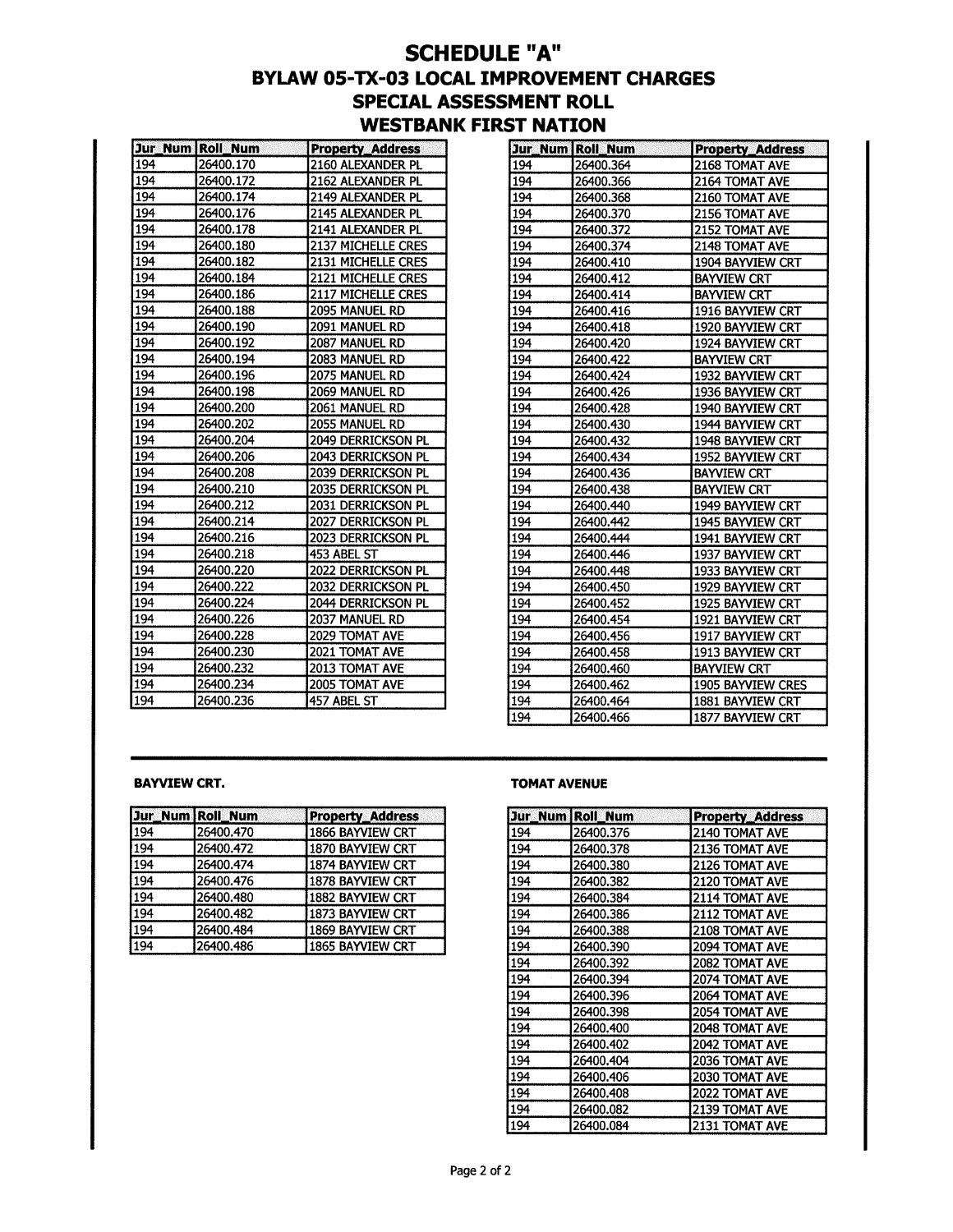# SCHEDULE "A"
## BYLAW 05-TX-03 LOCAL IMPROVEMENT CHARGES
## SPECIAL ASSESSMENT ROLL
## WESTBANK FIRST NATION

| Jur_Num | Roll_Num | Property_Address |
|---|---|---|
| 194 | 26400.170 | 2160 ALEXANDER PL |
| 194 | 26400.172 | 2162 ALEXANDER PL |
| 194 | 26400.174 | 2149 ALEXANDER PL |
| 194 | 26400.176 | 2145 ALEXANDER PL |
| 194 | 26400.178 | 2141 ALEXANDER PL |
| 194 | 26400.180 | 2137 MICHELLE CRES |
| 194 | 26400.182 | 2131 MICHELLE CRES |
| 194 | 26400.184 | 2121 MICHELLE CRES |
| 194 | 26400.186 | 2117 MICHELLE CRES |
| 194 | 26400.188 | 2095 MANUEL RD |
| 194 | 26400.190 | 2091 MANUEL RD |
| 194 | 26400.192 | 2087 MANUEL RD |
| 194 | 26400.194 | 2083 MANUEL RD |
| 194 | 26400.196 | 2075 MANUEL RD |
| 194 | 26400.198 | 2069 MANUEL RD |
| 194 | 26400.200 | 2061 MANUEL RD |
| 194 | 26400.202 | 2055 MANUEL RD |
| 194 | 26400.204 | 2049 DERRICKSON PL |
| 194 | 26400.206 | 2043 DERRICKSON PL |
| 194 | 26400.208 | 2039 DERRICKSON PL |
| 194 | 26400.210 | 2035 DERRICKSON PL |
| 194 | 26400.212 | 2031 DERRICKSON PL |
| 194 | 26400.214 | 2027 DERRICKSON PL |
| 194 | 26400.216 | 2023 DERRICKSON PL |
| 194 | 26400.218 | 453 ABEL ST |
| 194 | 26400.220 | 2022 DERRICKSON PL |
| 194 | 26400.222 | 2032 DERRICKSON PL |
| 194 | 26400.224 | 2044 DERRICKSON PL |
| 194 | 26400.226 | 2037 MANUEL RD |
| 194 | 26400.228 | 2029 TOMAT AVE |
| 194 | 26400.230 | 2021 TOMAT AVE |
| 194 | 26400.232 | 2013 TOMAT AVE |
| 194 | 26400.234 | 2005 TOMAT AVE |
| 194 | 26400.236 | 457 ABEL ST |

| Jur_Num | Roll_Num | Property_Address |
|---|---|---|
| 194 | 26400.364 | 2168 TOMAT AVE |
| 194 | 26400.366 | 2164 TOMAT AVE |
| 194 | 26400.368 | 2160 TOMAT AVE |
| 194 | 26400.370 | 2156 TOMAT AVE |
| 194 | 26400.372 | 2152 TOMAT AVE |
| 194 | 26400.374 | 2148 TOMAT AVE |
| 194 | 26400.410 | 1904 BAYVIEW CRT |
| 194 | 26400.412 | BAYVIEW CRT |
| 194 | 26400.414 | BAYVIEW CRT |
| 194 | 26400.416 | 1916 BAYVIEW CRT |
| 194 | 26400.418 | 1920 BAYVIEW CRT |
| 194 | 26400.420 | 1924 BAYVIEW CRT |
| 194 | 26400.422 | BAYVIEW CRT |
| 194 | 26400.424 | 1932 BAYVIEW CRT |
| 194 | 26400.426 | 1936 BAYVIEW CRT |
| 194 | 26400.428 | 1940 BAYVIEW CRT |
| 194 | 26400.430 | 1944 BAYVIEW CRT |
| 194 | 26400.432 | 1948 BAYVIEW CRT |
| 194 | 26400.434 | 1952 BAYVIEW CRT |
| 194 | 26400.436 | BAYVIEW CRT |
| 194 | 26400.438 | BAYVIEW CRT |
| 194 | 26400.440 | 1949 BAYVIEW CRT |
| 194 | 26400.442 | 1945 BAYVIEW CRT |
| 194 | 26400.444 | 1941 BAYVIEW CRT |
| 194 | 26400.446 | 1937 BAYVIEW CRT |
| 194 | 26400.448 | 1933 BAYVIEW CRT |
| 194 | 26400.450 | 1929 BAYVIEW CRT |
| 194 | 26400.452 | 1925 BAYVIEW CRT |
| 194 | 26400.454 | 1921 BAYVIEW CRT |
| 194 | 26400.456 | 1917 BAYVIEW CRT |
| 194 | 26400.458 | 1913 BAYVIEW CRT |
| 194 | 26400.460 | BAYVIEW CRT |
| 194 | 26400.462 | 1905 BAYVIEW CRES |
| 194 | 26400.464 | 1881 BAYVIEW CRT |
| 194 | 26400.466 | 1877 BAYVIEW CRT |

**BAYVIEW CRT.**

| Jur_Num | Roll_Num | Property_Address |
|---|---|---|
| 194 | 26400.470 | 1866 BAYVIEW CRT |
| 194 | 26400.472 | 1870 BAYVIEW CRT |
| 194 | 26400.474 | 1874 BAYVIEW CRT |
| 194 | 26400.476 | 1878 BAYVIEW CRT |
| 194 | 26400.480 | 1882 BAYVIEW CRT |
| 194 | 26400.482 | 1873 BAYVIEW CRT |
| 194 | 26400.484 | 1869 BAYVIEW CRT |
| 194 | 26400.486 | 1865 BAYVIEW CRT |

**TOMAT AVENUE**

| Jur_Num | Roll_Num | Property_Address |
|---|---|---|
| 194 | 26400.376 | 2140 TOMAT AVE |
| 194 | 26400.378 | 2136 TOMAT AVE |
| 194 | 26400.380 | 2126 TOMAT AVE |
| 194 | 26400.382 | 2120 TOMAT AVE |
| 194 | 26400.384 | 2114 TOMAT AVE |
| 194 | 26400.386 | 2112 TOMAT AVE |
| 194 | 26400.388 | 2108 TOMAT AVE |
| 194 | 26400.390 | 2094 TOMAT AVE |
| 194 | 26400.392 | 2082 TOMAT AVE |
| 194 | 26400.394 | 2074 TOMAT AVE |
| 194 | 26400.396 | 2064 TOMAT AVE |
| 194 | 26400.398 | 2054 TOMAT AVE |
| 194 | 26400.400 | 2048 TOMAT AVE |
| 194 | 26400.402 | 2042 TOMAT AVE |
| 194 | 26400.404 | 2036 TOMAT AVE |
| 194 | 26400.406 | 2030 TOMAT AVE |
| 194 | 26400.408 | 2022 TOMAT AVE |
| 194 | 26400.082 | 2139 TOMAT AVE |
| 194 | 26400.084 | 2131 TOMAT AVE |